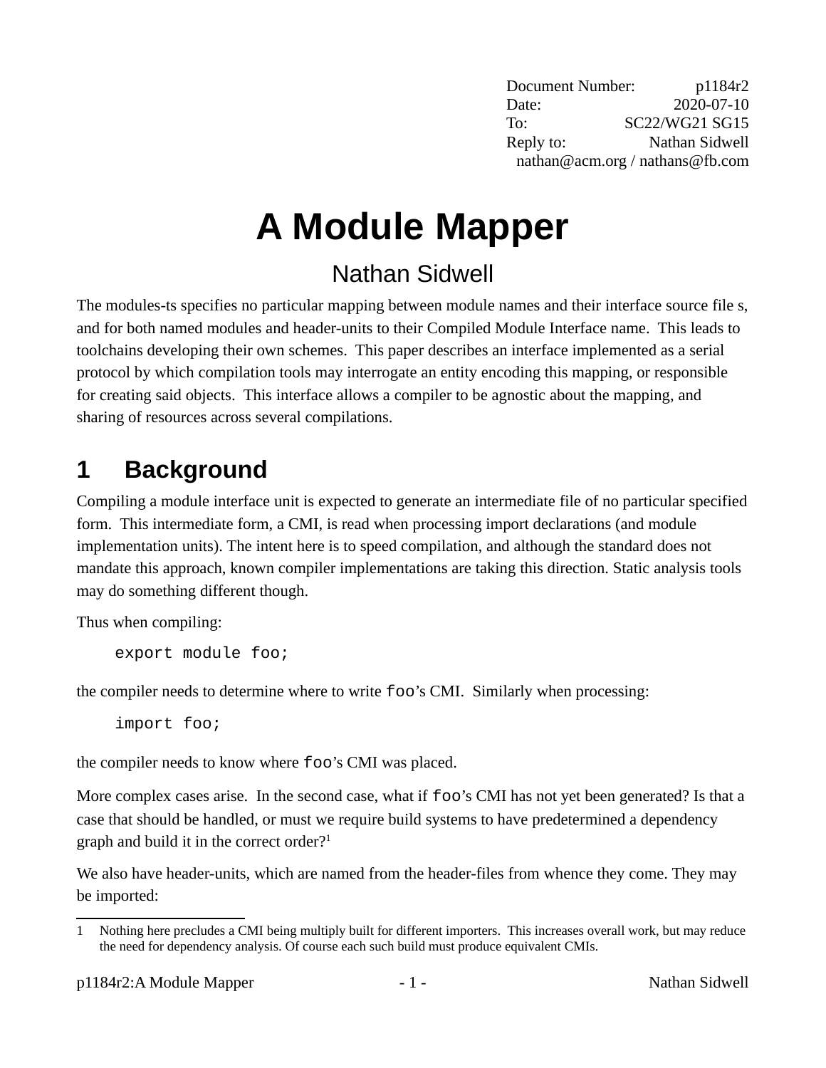Document Number: p1184r2
Date: 2020-07-10
To: SC22/WG21 SG15
Reply to: Nathan Sidwell
nathan@acm.org / nathans@fb.com

# A Module Mapper

Nathan Sidwell

The modules-ts specifies no particular mapping between module names and their interface source file s, and for both named modules and header-units to their Compiled Module Interface name. This leads to toolchains developing their own schemes. This paper describes an interface implemented as a serial protocol by which compilation tools may interrogate an entity encoding this mapping, or responsible for creating said objects. This interface allows a compiler to be agnostic about the mapping, and sharing of resources across several compilations.

## 1 Background

Compiling a module interface unit is expected to generate an intermediate file of no particular specified form. This intermediate form, a CMI, is read when processing import declarations (and module implementation units). The intent here is to speed compilation, and although the standard does not mandate this approach, known compiler implementations are taking this direction. Static analysis tools may do something different though.

Thus when compiling:

```
export module foo;
```

the compiler needs to determine where to write `foo`'s CMI. Similarly when processing:

```
import foo;
```

the compiler needs to know where `foo`'s CMI was placed.

More complex cases arise. In the second case, what if `foo`'s CMI has not yet been generated? Is that a case that should be handled, or must we require build systems to have predetermined a dependency graph and build it in the correct order?[1]

We also have header-units, which are named from the header-files from whence they come. They may be imported:

1 Nothing here precludes a CMI being multiply built for different importers. This increases overall work, but may reduce the need for dependency analysis. Of course each such build must produce equivalent CMIs.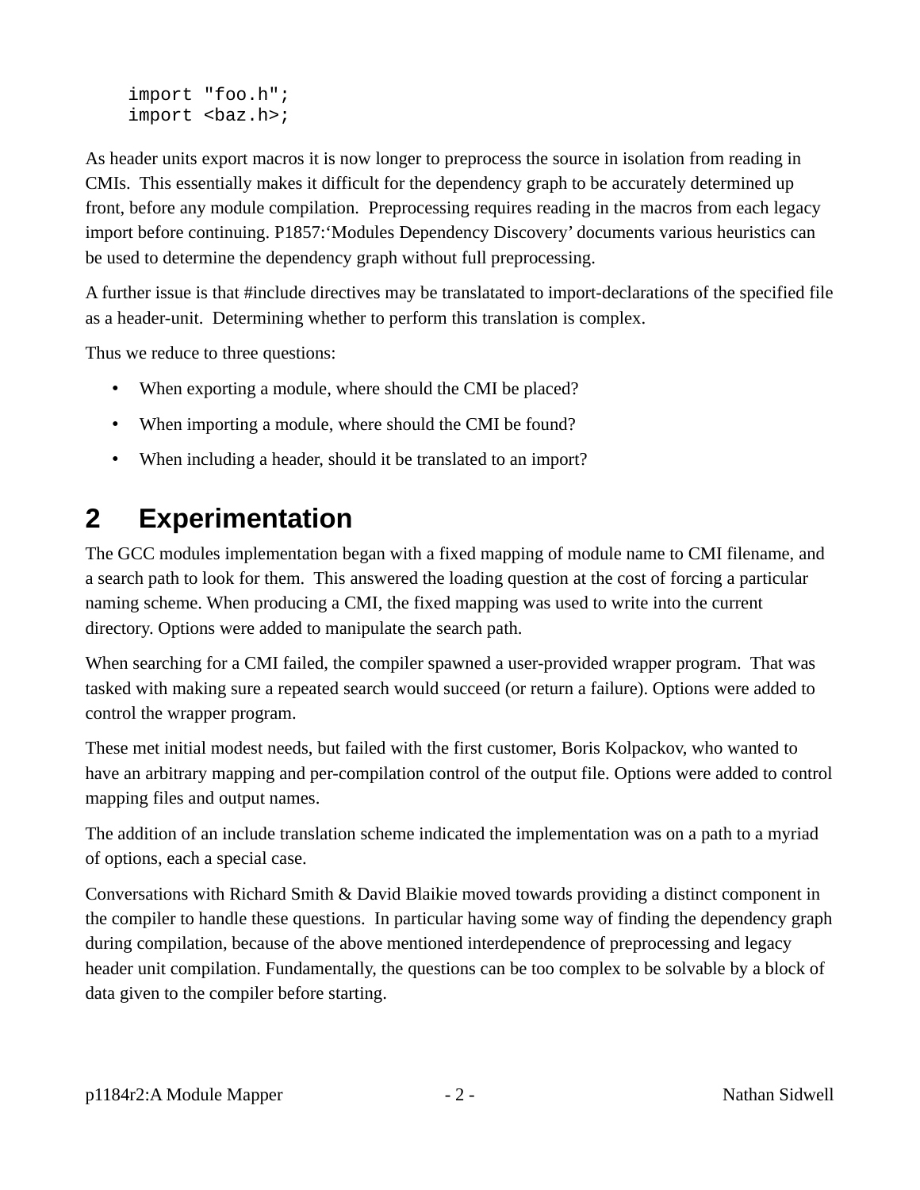```
import "foo.h";
import <baz.h>;
```

As header units export macros it is now longer to preprocess the source in isolation from reading in CMIs. This essentially makes it difficult for the dependency graph to be accurately determined up front, before any module compilation. Preprocessing requires reading in the macros from each legacy import before continuing. P1857:'Modules Dependency Discovery' documents various heuristics can be used to determine the dependency graph without full preprocessing.

A further issue is that #include directives may be translatated to import-declarations of the specified file as a header-unit. Determining whether to perform this translation is complex.

Thus we reduce to three questions:

- When exporting a module, where should the CMI be placed?
- When importing a module, where should the CMI be found?
- When including a header, should it be translated to an import?

# 2 Experimentation

The GCC modules implementation began with a fixed mapping of module name to CMI filename, and a search path to look for them. This answered the loading question at the cost of forcing a particular naming scheme. When producing a CMI, the fixed mapping was used to write into the current directory. Options were added to manipulate the search path.

When searching for a CMI failed, the compiler spawned a user-provided wrapper program. That was tasked with making sure a repeated search would succeed (or return a failure). Options were added to control the wrapper program.

These met initial modest needs, but failed with the first customer, Boris Kolpackov, who wanted to have an arbitrary mapping and per-compilation control of the output file. Options were added to control mapping files and output names.

The addition of an include translation scheme indicated the implementation was on a path to a myriad of options, each a special case.

Conversations with Richard Smith & David Blaikie moved towards providing a distinct component in the compiler to handle these questions. In particular having some way of finding the dependency graph during compilation, because of the above mentioned interdependence of preprocessing and legacy header unit compilation. Fundamentally, the questions can be too complex to be solvable by a block of data given to the compiler before starting.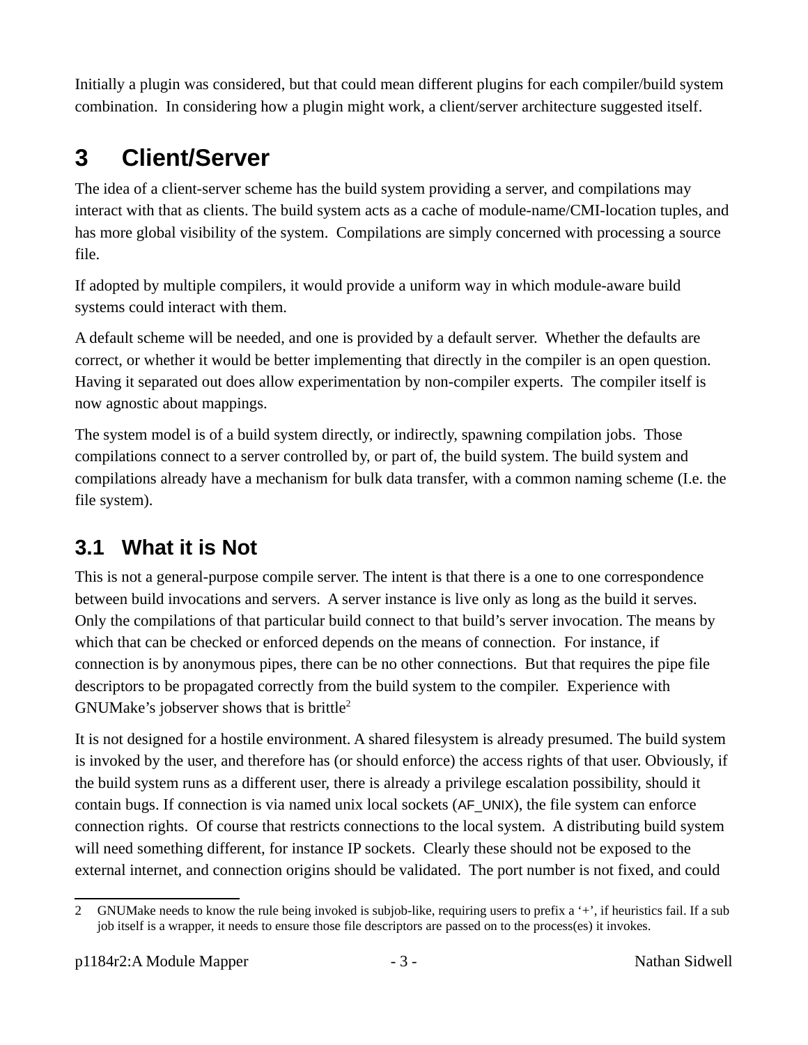Initially a plugin was considered, but that could mean different plugins for each compiler/build system combination. In considering how a plugin might work, a client/server architecture suggested itself.

# 3 Client/Server

The idea of a client-server scheme has the build system providing a server, and compilations may interact with that as clients. The build system acts as a cache of module-name/CMI-location tuples, and has more global visibility of the system. Compilations are simply concerned with processing a source file.

If adopted by multiple compilers, it would provide a uniform way in which module-aware build systems could interact with them.

A default scheme will be needed, and one is provided by a default server. Whether the defaults are correct, or whether it would be better implementing that directly in the compiler is an open question. Having it separated out does allow experimentation by non-compiler experts. The compiler itself is now agnostic about mappings.

The system model is of a build system directly, or indirectly, spawning compilation jobs. Those compilations connect to a server controlled by, or part of, the build system. The build system and compilations already have a mechanism for bulk data transfer, with a common naming scheme (I.e. the file system).

## 3.1 What it is Not

This is not a general-purpose compile server. The intent is that there is a one to one correspondence between build invocations and servers. A server instance is live only as long as the build it serves. Only the compilations of that particular build connect to that build's server invocation. The means by which that can be checked or enforced depends on the means of connection. For instance, if connection is by anonymous pipes, there can be no other connections. But that requires the pipe file descriptors to be propagated correctly from the build system to the compiler. Experience with GNUMake's jobserver shows that is brittle[2]

It is not designed for a hostile environment. A shared filesystem is already presumed. The build system is invoked by the user, and therefore has (or should enforce) the access rights of that user. Obviously, if the build system runs as a different user, there is already a privilege escalation possibility, should it contain bugs. If connection is via named unix local sockets (AF_UNIX), the file system can enforce connection rights. Of course that restricts connections to the local system. A distributing build system will need something different, for instance IP sockets. Clearly these should not be exposed to the external internet, and connection origins should be validated. The port number is not fixed, and could

---

[2] GNUMake needs to know the rule being invoked is subjob-like, requiring users to prefix a '+', if heuristics fail. If a sub job itself is a wrapper, it needs to ensure those file descriptors are passed on to the process(es) it invokes.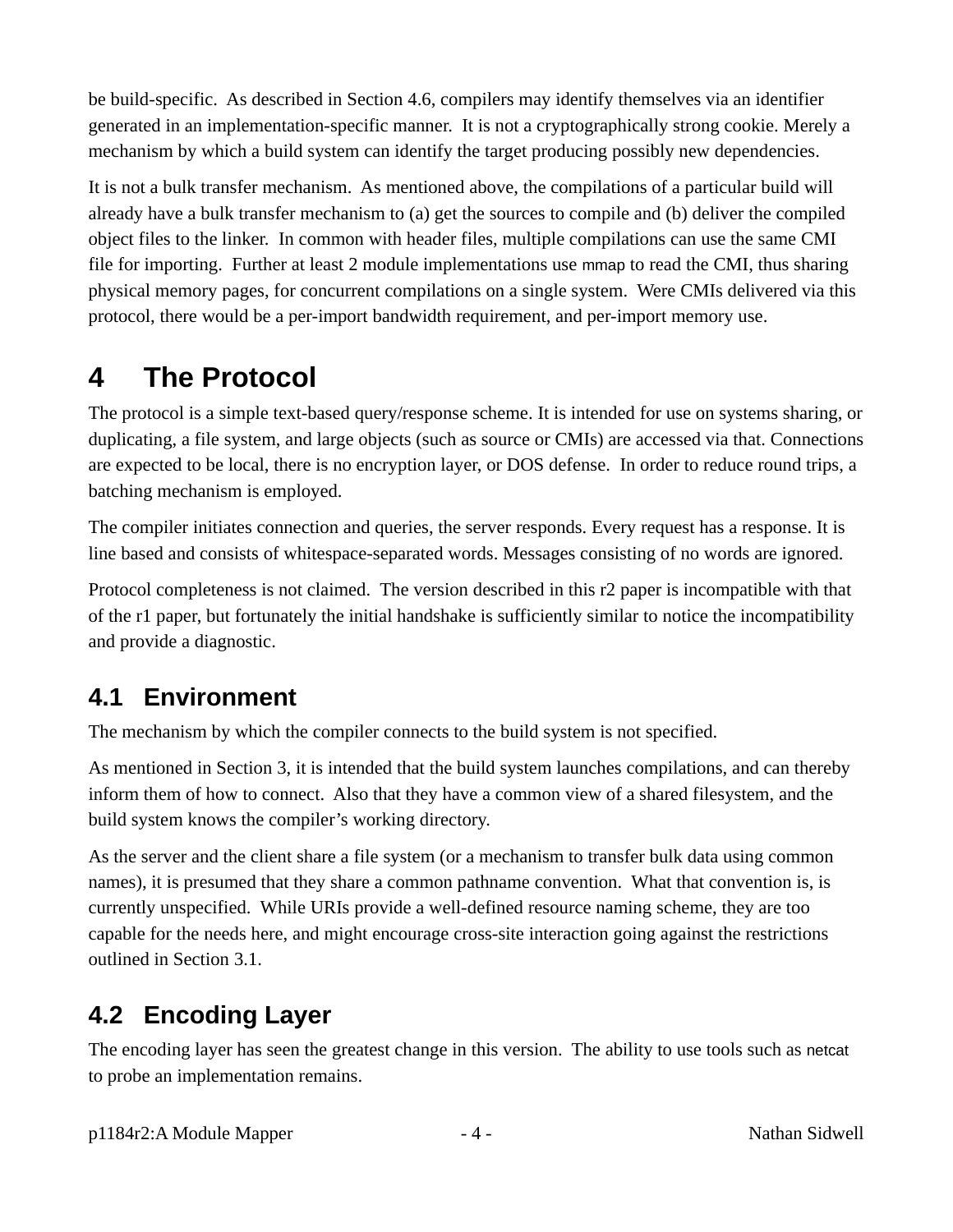be build-specific. As described in Section 4.6, compilers may identify themselves via an identifier generated in an implementation-specific manner. It is not a cryptographically strong cookie. Merely a mechanism by which a build system can identify the target producing possibly new dependencies.

It is not a bulk transfer mechanism. As mentioned above, the compilations of a particular build will already have a bulk transfer mechanism to (a) get the sources to compile and (b) deliver the compiled object files to the linker. In common with header files, multiple compilations can use the same CMI file for importing. Further at least 2 module implementations use `mmap` to read the CMI, thus sharing physical memory pages, for concurrent compilations on a single system. Were CMIs delivered via this protocol, there would be a per-import bandwidth requirement, and per-import memory use.

# 4 The Protocol

The protocol is a simple text-based query/response scheme. It is intended for use on systems sharing, or duplicating, a file system, and large objects (such as source or CMIs) are accessed via that. Connections are expected to be local, there is no encryption layer, or DOS defense. In order to reduce round trips, a batching mechanism is employed.

The compiler initiates connection and queries, the server responds. Every request has a response. It is line based and consists of whitespace-separated words. Messages consisting of no words are ignored.

Protocol completeness is not claimed. The version described in this r2 paper is incompatible with that of the r1 paper, but fortunately the initial handshake is sufficiently similar to notice the incompatibility and provide a diagnostic.

## 4.1 Environment

The mechanism by which the compiler connects to the build system is not specified.

As mentioned in Section 3, it is intended that the build system launches compilations, and can thereby inform them of how to connect. Also that they have a common view of a shared filesystem, and the build system knows the compiler's working directory.

As the server and the client share a file system (or a mechanism to transfer bulk data using common names), it is presumed that they share a common pathname convention. What that convention is, is currently unspecified. While URIs provide a well-defined resource naming scheme, they are too capable for the needs here, and might encourage cross-site interaction going against the restrictions outlined in Section 3.1.

## 4.2 Encoding Layer

The encoding layer has seen the greatest change in this version. The ability to use tools such as `netcat` to probe an implementation remains.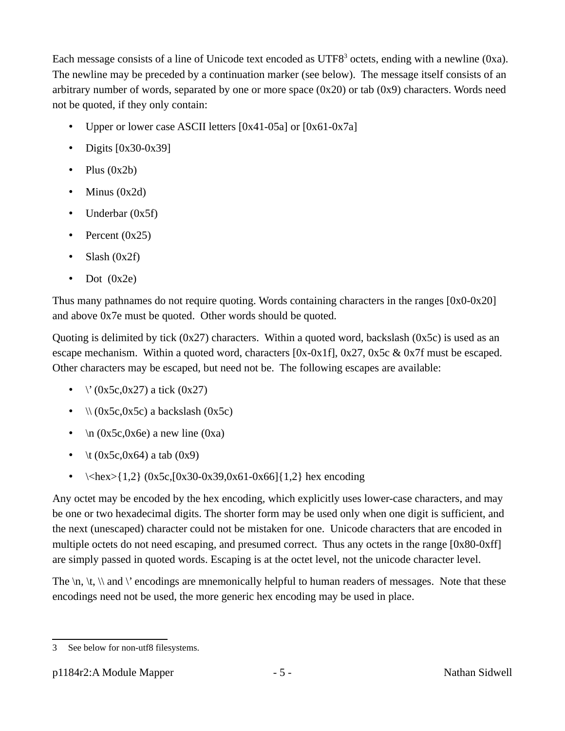Each message consists of a line of Unicode text encoded as UTF8[3] octets, ending with a newline (0xa). The newline may be preceded by a continuation marker (see below). The message itself consists of an arbitrary number of words, separated by one or more space (0x20) or tab (0x9) characters. Words need not be quoted, if they only contain:

- Upper or lower case ASCII letters [0x41-05a] or [0x61-0x7a]
- Digits [0x30-0x39]
- Plus (0x2b)
- Minus (0x2d)
- Underbar (0x5f)
- Percent (0x25)
- Slash (0x2f)
- Dot (0x2e)

Thus many pathnames do not require quoting. Words containing characters in the ranges [0x0-0x20] and above 0x7e must be quoted. Other words should be quoted.

Quoting is delimited by tick (0x27) characters. Within a quoted word, backslash (0x5c) is used as an escape mechanism. Within a quoted word, characters [0x-0x1f], 0x27, 0x5c & 0x7f must be escaped. Other characters may be escaped, but need not be. The following escapes are available:

- \' (0x5c,0x27) a tick (0x27)
- \\ (0x5c,0x5c) a backslash (0x5c)
- \n (0x5c,0x6e) a new line (0xa)
- \t (0x5c,0x64) a tab (0x9)
- \<hex>{1,2} (0x5c,[0x30-0x39,0x61-0x66]{1,2} hex encoding

Any octet may be encoded by the hex encoding, which explicitly uses lower-case characters, and may be one or two hexadecimal digits. The shorter form may be used only when one digit is sufficient, and the next (unescaped) character could not be mistaken for one. Unicode characters that are encoded in multiple octets do not need escaping, and presumed correct. Thus any octets in the range [0x80-0xff] are simply passed in quoted words. Escaping is at the octet level, not the unicode character level.

The \n, \t, \\ and \' encodings are mnemonically helpful to human readers of messages. Note that these encodings need not be used, the more generic hex encoding may be used in place.

---

[3] See below for non-utf8 filesystems.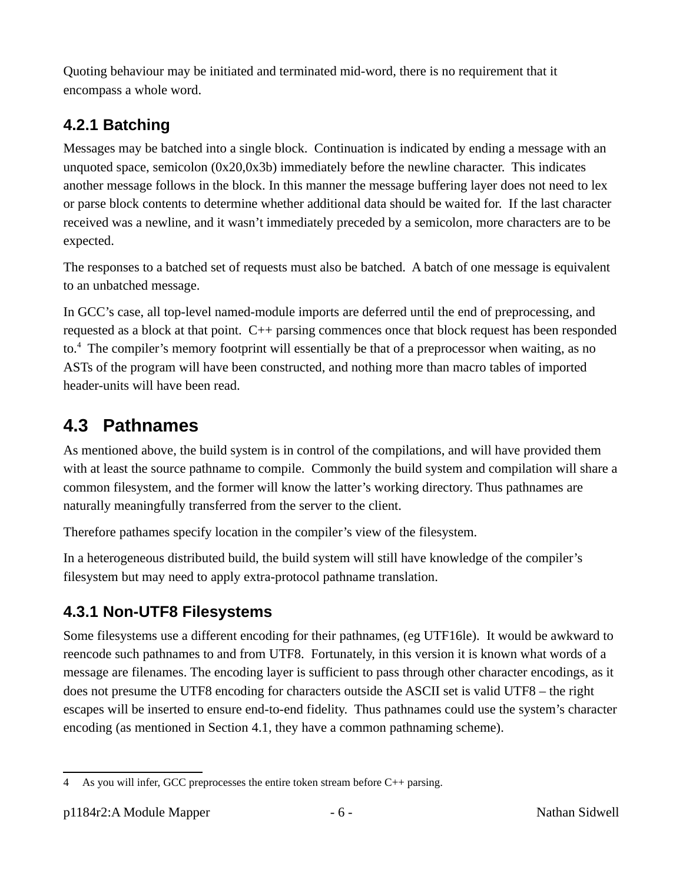Quoting behaviour may be initiated and terminated mid-word, there is no requirement that it encompass a whole word.

### 4.2.1 Batching

Messages may be batched into a single block. Continuation is indicated by ending a message with an unquoted space, semicolon (0x20,0x3b) immediately before the newline character. This indicates another message follows in the block. In this manner the message buffering layer does not need to lex or parse block contents to determine whether additional data should be waited for. If the last character received was a newline, and it wasn't immediately preceded by a semicolon, more characters are to be expected.

The responses to a batched set of requests must also be batched. A batch of one message is equivalent to an unbatched message.

In GCC's case, all top-level named-module imports are deferred until the end of preprocessing, and requested as a block at that point. C++ parsing commences once that block request has been responded to.[4] The compiler's memory footprint will essentially be that of a preprocessor when waiting, as no ASTs of the program will have been constructed, and nothing more than macro tables of imported header-units will have been read.

## 4.3 Pathnames

As mentioned above, the build system is in control of the compilations, and will have provided them with at least the source pathname to compile. Commonly the build system and compilation will share a common filesystem, and the former will know the latter's working directory. Thus pathnames are naturally meaningfully transferred from the server to the client.

Therefore pathames specify location in the compiler's view of the filesystem.

In a heterogeneous distributed build, the build system will still have knowledge of the compiler's filesystem but may need to apply extra-protocol pathname translation.

### 4.3.1 Non-UTF8 Filesystems

Some filesystems use a different encoding for their pathnames, (eg UTF16le). It would be awkward to reencode such pathnames to and from UTF8. Fortunately, in this version it is known what words of a message are filenames. The encoding layer is sufficient to pass through other character encodings, as it does not presume the UTF8 encoding for characters outside the ASCII set is valid UTF8 – the right escapes will be inserted to ensure end-to-end fidelity. Thus pathnames could use the system's character encoding (as mentioned in Section 4.1, they have a common pathnaming scheme).

---

4 As you will infer, GCC preprocesses the entire token stream before C++ parsing.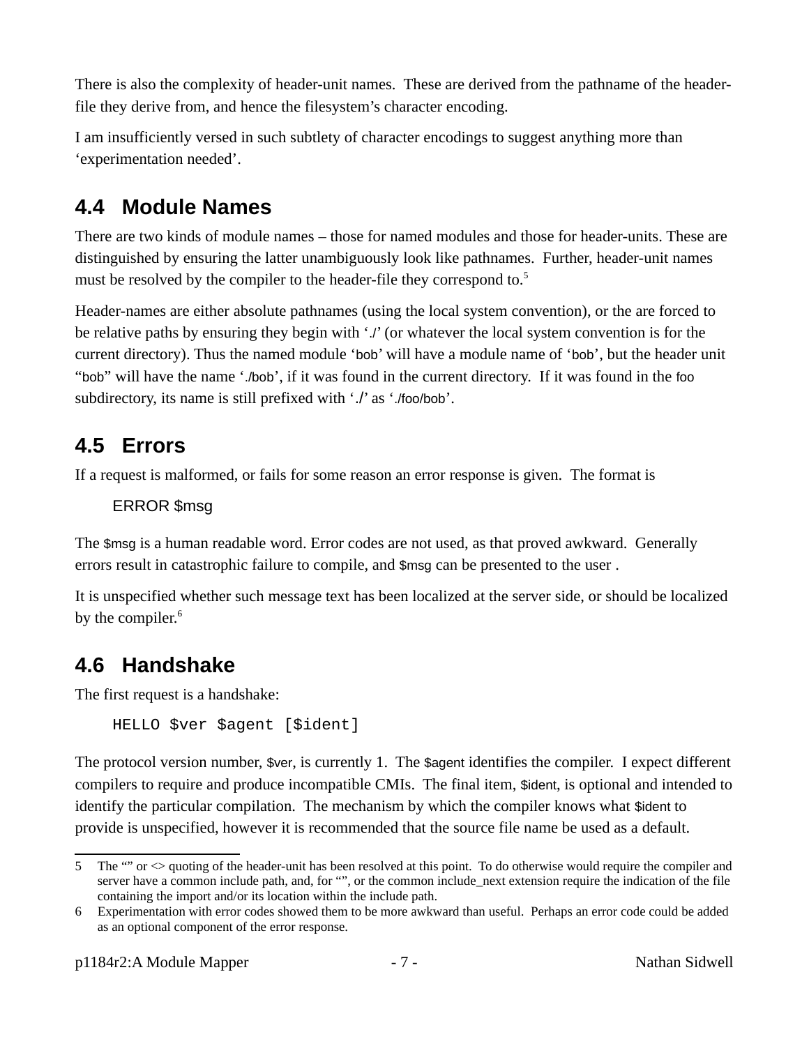There is also the complexity of header-unit names. These are derived from the pathname of the header-file they derive from, and hence the filesystem's character encoding.

I am insufficiently versed in such subtlety of character encodings to suggest anything more than 'experimentation needed'.

## 4.4 Module Names

There are two kinds of module names – those for named modules and those for header-units. These are distinguished by ensuring the latter unambiguously look like pathnames. Further, header-unit names must be resolved by the compiler to the header-file they correspond to.[5]

Header-names are either absolute pathnames (using the local system convention), or the are forced to be relative paths by ensuring they begin with './' (or whatever the local system convention is for the current directory). Thus the named module 'bob' will have a module name of 'bob', but the header unit "bob" will have the name './bob', if it was found in the current directory. If it was found in the foo subdirectory, its name is still prefixed with './' as './foo/bob'.

## 4.5 Errors

If a request is malformed, or fails for some reason an error response is given. The format is

```
ERROR $msg
```

The $msg is a human readable word. Error codes are not used, as that proved awkward. Generally errors result in catastrophic failure to compile, and $msg can be presented to the user .

It is unspecified whether such message text has been localized at the server side, or should be localized by the compiler.[6]

## 4.6 Handshake

The first request is a handshake:

```
HELLO $ver $agent [$ident]
```

The protocol version number, $ver, is currently 1. The $agent identifies the compiler. I expect different compilers to require and produce incompatible CMIs. The final item, $ident, is optional and intended to identify the particular compilation. The mechanism by which the compiler knows what $ident to provide is unspecified, however it is recommended that the source file name be used as a default.

---

5 The "" or <> quoting of the header-unit has been resolved at this point. To do otherwise would require the compiler and server have a common include path, and, for "", or the common include_next extension require the indication of the file containing the import and/or its location within the include path.

6 Experimentation with error codes showed them to be more awkward than useful. Perhaps an error code could be added as an optional component of the error response.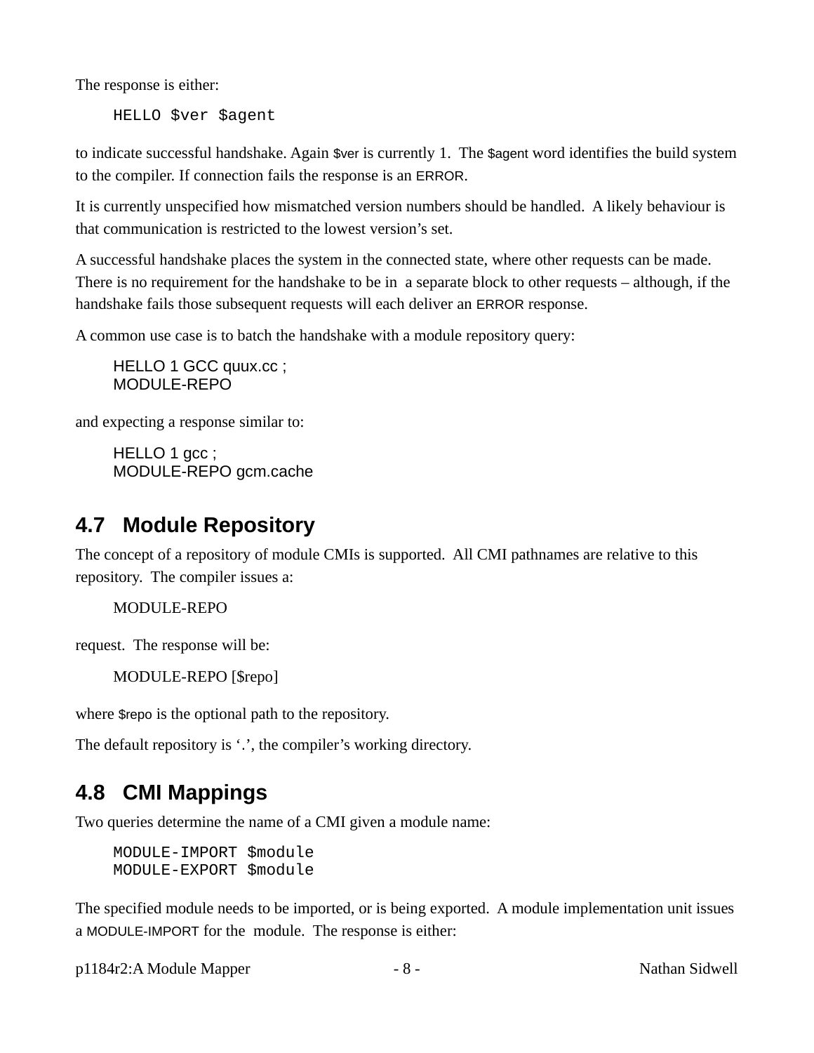The response is either:

```
HELLO $ver $agent
```

to indicate successful handshake. Again $ver is currently 1. The $agent word identifies the build system to the compiler. If connection fails the response is an ERROR.

It is currently unspecified how mismatched version numbers should be handled. A likely behaviour is that communication is restricted to the lowest version's set.

A successful handshake places the system in the connected state, where other requests can be made. There is no requirement for the handshake to be in a separate block to other requests – although, if the handshake fails those subsequent requests will each deliver an ERROR response.

A common use case is to batch the handshake with a module repository query:

```
HELLO 1 GCC quux.cc ;
MODULE-REPO
```

and expecting a response similar to:

```
HELLO 1 gcc ;
MODULE-REPO gcm.cache
```

## 4.7 Module Repository

The concept of a repository of module CMIs is supported. All CMI pathnames are relative to this repository. The compiler issues a:

```
MODULE-REPO
```

request. The response will be:

```
MODULE-REPO [$repo]
```

where $repo is the optional path to the repository.

The default repository is '.', the compiler's working directory.

## 4.8 CMI Mappings

Two queries determine the name of a CMI given a module name:

```
MODULE-IMPORT $module
MODULE-EXPORT $module
```

The specified module needs to be imported, or is being exported. A module implementation unit issues a MODULE-IMPORT for the module. The response is either: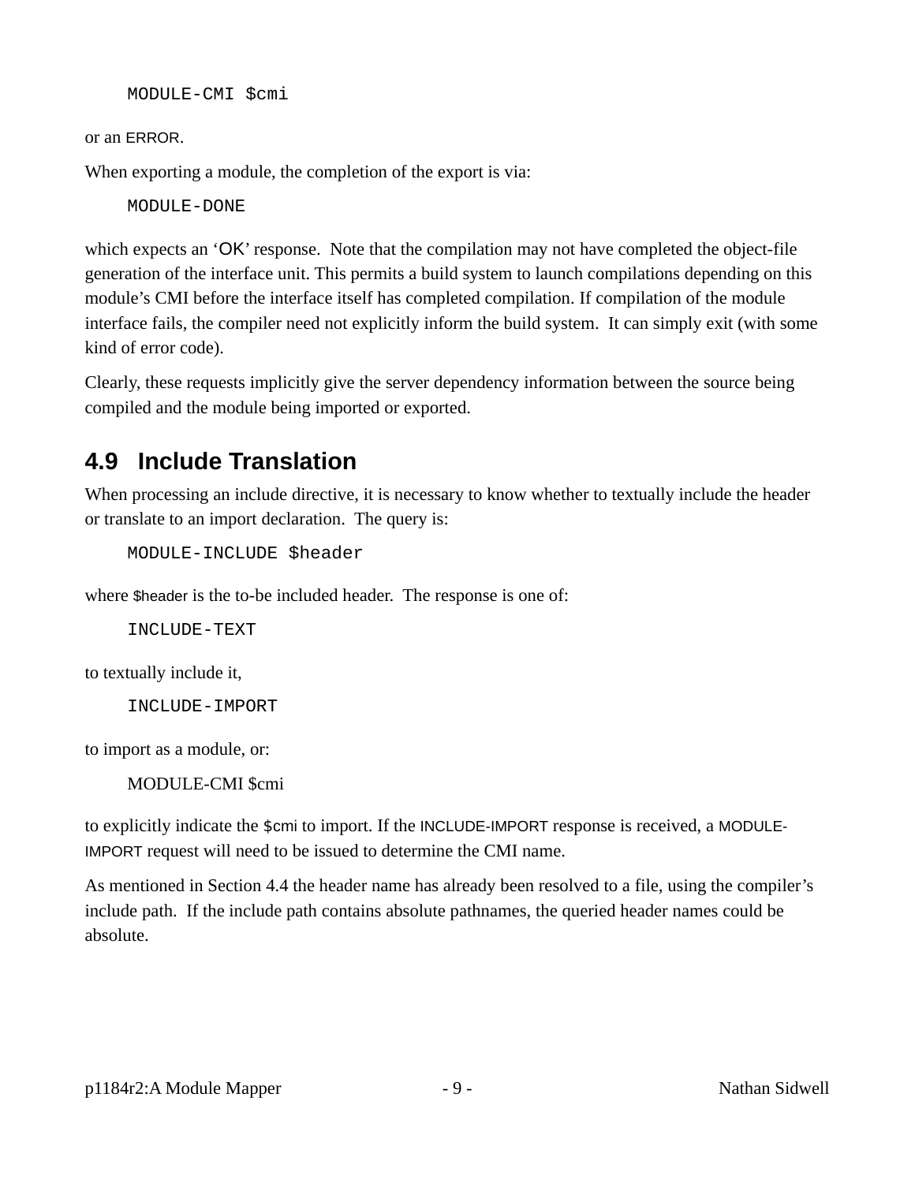```
MODULE-CMI $cmi
```

or an ERROR.

When exporting a module, the completion of the export is via:

```
MODULE-DONE
```

which expects an ‘OK’ response. Note that the compilation may not have completed the object-file generation of the interface unit. This permits a build system to launch compilations depending on this module’s CMI before the interface itself has completed compilation. If compilation of the module interface fails, the compiler need not explicitly inform the build system. It can simply exit (with some kind of error code).

Clearly, these requests implicitly give the server dependency information between the source being compiled and the module being imported or exported.

## 4.9 Include Translation

When processing an include directive, it is necessary to know whether to textually include the header or translate to an import declaration. The query is:

```
MODULE-INCLUDE $header
```

where $header is the to-be included header. The response is one of:

```
INCLUDE-TEXT
```

to textually include it,

```
INCLUDE-IMPORT
```

to import as a module, or:

```
MODULE-CMI $cmi
```

to explicitly indicate the $cmi to import. If the INCLUDE-IMPORT response is received, a MODULE-IMPORT request will need to be issued to determine the CMI name.

As mentioned in Section 4.4 the header name has already been resolved to a file, using the compiler’s include path. If the include path contains absolute pathnames, the queried header names could be absolute.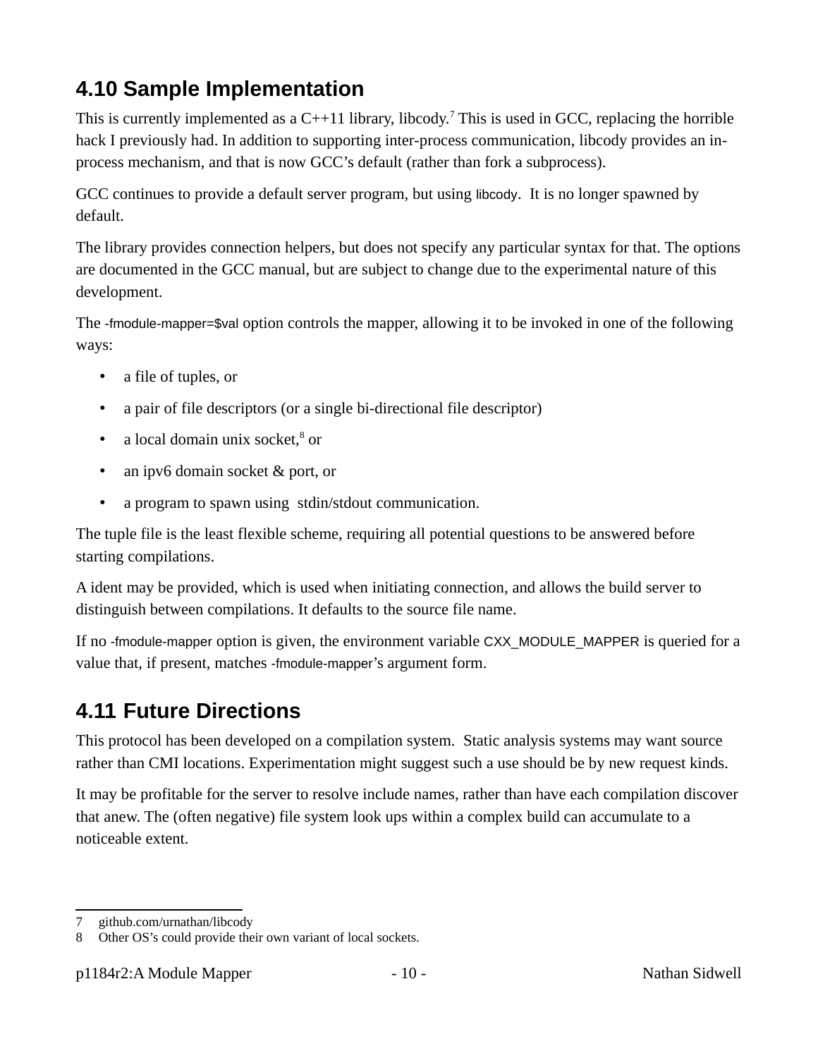## 4.10 Sample Implementation

This is currently implemented as a C++11 library, libcody.[7] This is used in GCC, replacing the horrible hack I previously had. In addition to supporting inter-process communication, libcody provides an in-process mechanism, and that is now GCC's default (rather than fork a subprocess).

GCC continues to provide a default server program, but using libcody. It is no longer spawned by default.

The library provides connection helpers, but does not specify any particular syntax for that. The options are documented in the GCC manual, but are subject to change due to the experimental nature of this development.

The -fmodule-mapper=$val option controls the mapper, allowing it to be invoked in one of the following ways:

- a file of tuples, or
- a pair of file descriptors (or a single bi-directional file descriptor)
- a local domain unix socket,[8] or
- an ipv6 domain socket & port, or
- a program to spawn using stdin/stdout communication.

The tuple file is the least flexible scheme, requiring all potential questions to be answered before starting compilations.

A ident may be provided, which is used when initiating connection, and allows the build server to distinguish between compilations. It defaults to the source file name.

If no -fmodule-mapper option is given, the environment variable CXX_MODULE_MAPPER is queried for a value that, if present, matches -fmodule-mapper's argument form.

## 4.11 Future Directions

This protocol has been developed on a compilation system. Static analysis systems may want source rather than CMI locations. Experimentation might suggest such a use should be by new request kinds.

It may be profitable for the server to resolve include names, rather than have each compilation discover that anew. The (often negative) file system look ups within a complex build can accumulate to a noticeable extent.

---

7 github.com/urnathan/libcody

8 Other OS's could provide their own variant of local sockets.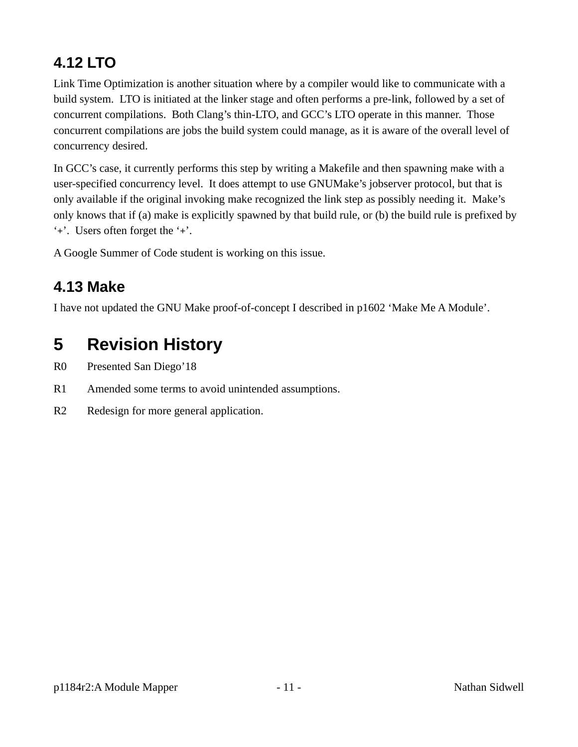### 4.12 LTO

Link Time Optimization is another situation where by a compiler would like to communicate with a build system. LTO is initiated at the linker stage and often performs a pre-link, followed by a set of concurrent compilations. Both Clang's thin-LTO, and GCC's LTO operate in this manner. Those concurrent compilations are jobs the build system could manage, as it is aware of the overall level of concurrency desired.

In GCC's case, it currently performs this step by writing a Makefile and then spawning `make` with a user-specified concurrency level. It does attempt to use GNUMake's jobserver protocol, but that is only available if the original invoking make recognized the link step as possibly needing it. Make's only knows that if (a) make is explicitly spawned by that build rule, or (b) the build rule is prefixed by '+'. Users often forget the '+'.

A Google Summer of Code student is working on this issue.

### 4.13 Make

I have not updated the GNU Make proof-of-concept I described in p1602 'Make Me A Module'.

## 5 Revision History

R0 Presented San Diego'18

R1 Amended some terms to avoid unintended assumptions.

R2 Redesign for more general application.